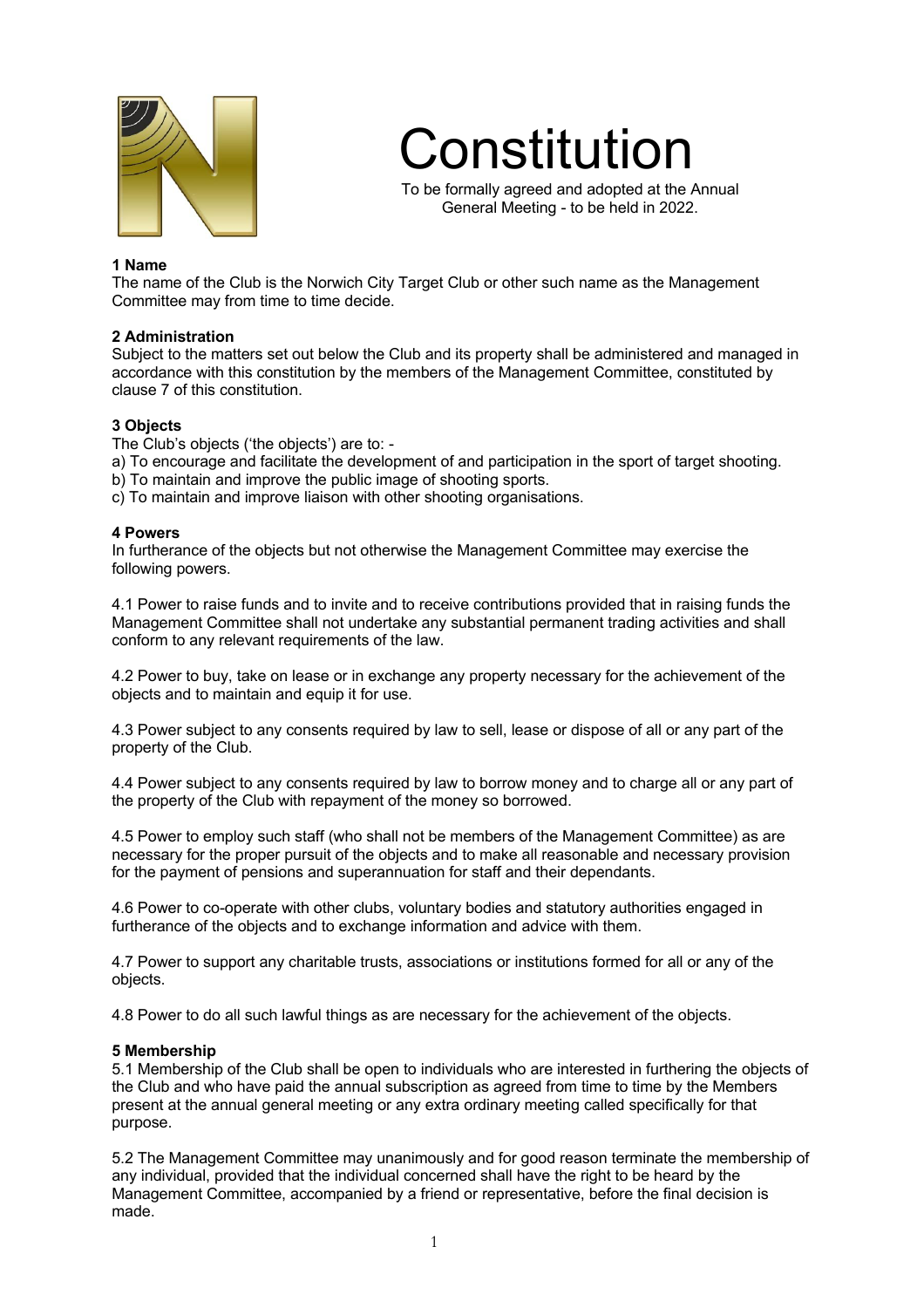# Constitution

To be formally agreed and adopted at the Annual General Meeting - to be held in 2022.

**1 Name**

The name of the Club is the Norwich City Target Club or other such name as the Management Committee may from time to time decide.

**2 Administration**

Subject to the matters set out below the Club and its property shall be administered and managed in accordance with this constitution by the members of the Management Committee, constituted by clause 7 of this constitution.

**3 Objects**

The Club's objects ('the objects') are to: -

a) To encourage and facilitate the development of and participation in the sport of target shooting.
b) To maintain and improve the public image of shooting sports.
c) To maintain and improve liaison with other shooting organisations.

**4 Powers**

In furtherance of the objects but not otherwise the Management Committee may exercise the following powers.

4.1 Power to raise funds and to invite and to receive contributions provided that in raising funds the Management Committee shall not undertake any substantial permanent trading activities and shall conform to any relevant requirements of the law.

4.2 Power to buy, take on lease or in exchange any property necessary for the achievement of the objects and to maintain and equip it for use.

4.3 Power subject to any consents required by law to sell, lease or dispose of all or any part of the property of the Club.

4.4 Power subject to any consents required by law to borrow money and to charge all or any part of the property of the Club with repayment of the money so borrowed.

4.5 Power to employ such staff (who shall not be members of the Management Committee) as are necessary for the proper pursuit of the objects and to make all reasonable and necessary provision for the payment of pensions and superannuation for staff and their dependants.

4.6 Power to co-operate with other clubs, voluntary bodies and statutory authorities engaged in furtherance of the objects and to exchange information and advice with them.

4.7 Power to support any charitable trusts, associations or institutions formed for all or any of the objects.

4.8 Power to do all such lawful things as are necessary for the achievement of the objects.

**5 Membership**

5.1 Membership of the Club shall be open to individuals who are interested in furthering the objects of the Club and who have paid the annual subscription as agreed from time to time by the Members present at the annual general meeting or any extra ordinary meeting called specifically for that purpose.

5.2 The Management Committee may unanimously and for good reason terminate the membership of any individual, provided that the individual concerned shall have the right to be heard by the Management Committee, accompanied by a friend or representative, before the final decision is made.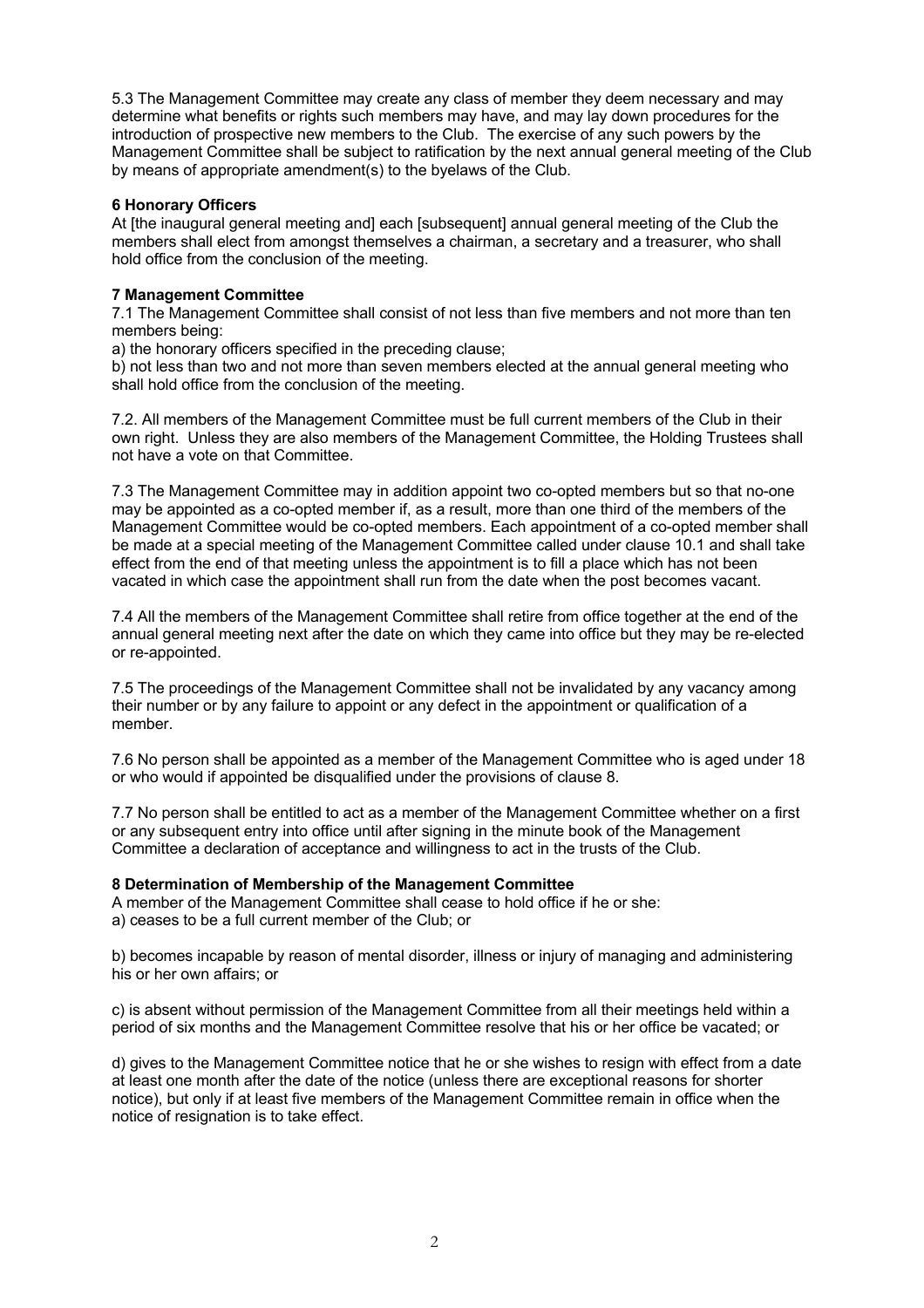5.3 The Management Committee may create any class of member they deem necessary and may determine what benefits or rights such members may have, and may lay down procedures for the introduction of prospective new members to the Club. The exercise of any such powers by the Management Committee shall be subject to ratification by the next annual general meeting of the Club by means of appropriate amendment(s) to the byelaws of the Club.

**6 Honorary Officers**

At [the inaugural general meeting and] each [subsequent] annual general meeting of the Club the members shall elect from amongst themselves a chairman, a secretary and a treasurer, who shall hold office from the conclusion of the meeting.

**7 Management Committee**

7.1 The Management Committee shall consist of not less than five members and not more than ten members being:

a) the honorary officers specified in the preceding clause;

b) not less than two and not more than seven members elected at the annual general meeting who shall hold office from the conclusion of the meeting.

7.2. All members of the Management Committee must be full current members of the Club in their own right. Unless they are also members of the Management Committee, the Holding Trustees shall not have a vote on that Committee.

7.3 The Management Committee may in addition appoint two co-opted members but so that no-one may be appointed as a co-opted member if, as a result, more than one third of the members of the Management Committee would be co-opted members. Each appointment of a co-opted member shall be made at a special meeting of the Management Committee called under clause 10.1 and shall take effect from the end of that meeting unless the appointment is to fill a place which has not been vacated in which case the appointment shall run from the date when the post becomes vacant.

7.4 All the members of the Management Committee shall retire from office together at the end of the annual general meeting next after the date on which they came into office but they may be re-elected or re-appointed.

7.5 The proceedings of the Management Committee shall not be invalidated by any vacancy among their number or by any failure to appoint or any defect in the appointment or qualification of a member.

7.6 No person shall be appointed as a member of the Management Committee who is aged under 18 or who would if appointed be disqualified under the provisions of clause 8.

7.7 No person shall be entitled to act as a member of the Management Committee whether on a first or any subsequent entry into office until after signing in the minute book of the Management Committee a declaration of acceptance and willingness to act in the trusts of the Club.

**8 Determination of Membership of the Management Committee**

A member of the Management Committee shall cease to hold office if he or she:

a) ceases to be a full current member of the Club; or

b) becomes incapable by reason of mental disorder, illness or injury of managing and administering his or her own affairs; or

c) is absent without permission of the Management Committee from all their meetings held within a period of six months and the Management Committee resolve that his or her office be vacated; or

d) gives to the Management Committee notice that he or she wishes to resign with effect from a date at least one month after the date of the notice (unless there are exceptional reasons for shorter notice), but only if at least five members of the Management Committee remain in office when the notice of resignation is to take effect.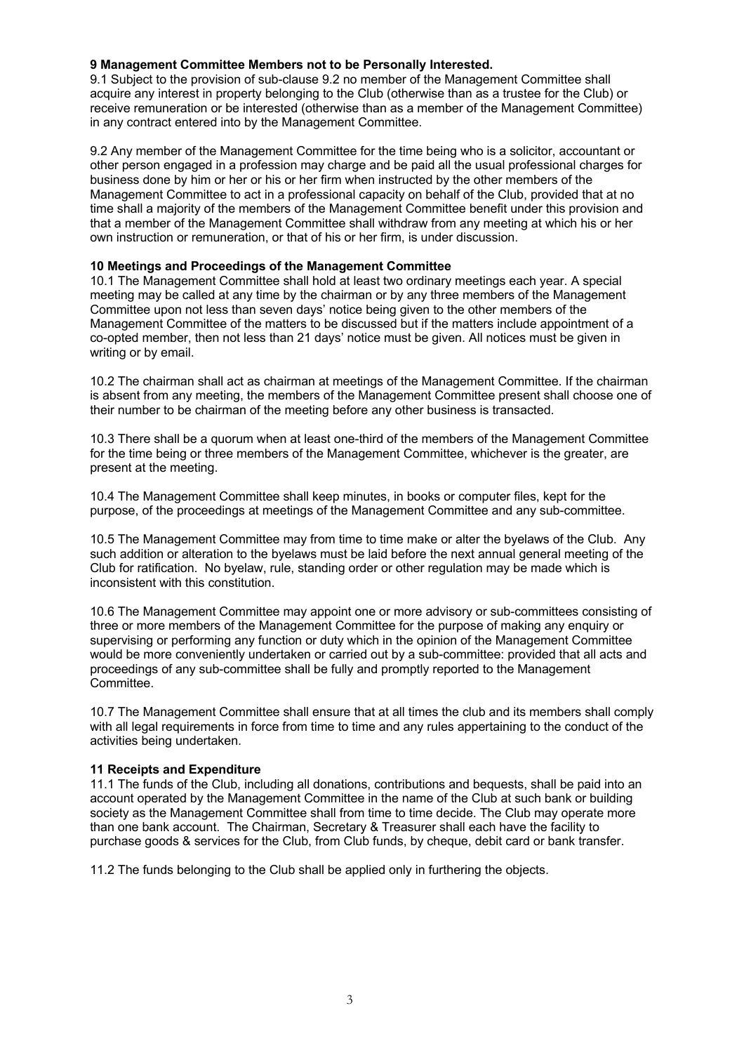**9 Management Committee Members not to be Personally Interested.**

9.1 Subject to the provision of sub-clause 9.2 no member of the Management Committee shall acquire any interest in property belonging to the Club (otherwise than as a trustee for the Club) or receive remuneration or be interested (otherwise than as a member of the Management Committee) in any contract entered into by the Management Committee.

9.2 Any member of the Management Committee for the time being who is a solicitor, accountant or other person engaged in a profession may charge and be paid all the usual professional charges for business done by him or her or his or her firm when instructed by the other members of the Management Committee to act in a professional capacity on behalf of the Club, provided that at no time shall a majority of the members of the Management Committee benefit under this provision and that a member of the Management Committee shall withdraw from any meeting at which his or her own instruction or remuneration, or that of his or her firm, is under discussion.

**10 Meetings and Proceedings of the Management Committee**

10.1 The Management Committee shall hold at least two ordinary meetings each year. A special meeting may be called at any time by the chairman or by any three members of the Management Committee upon not less than seven days' notice being given to the other members of the Management Committee of the matters to be discussed but if the matters include appointment of a co-opted member, then not less than 21 days' notice must be given. All notices must be given in writing or by email.

10.2 The chairman shall act as chairman at meetings of the Management Committee. If the chairman is absent from any meeting, the members of the Management Committee present shall choose one of their number to be chairman of the meeting before any other business is transacted.

10.3 There shall be a quorum when at least one-third of the members of the Management Committee for the time being or three members of the Management Committee, whichever is the greater, are present at the meeting.

10.4 The Management Committee shall keep minutes, in books or computer files, kept for the purpose, of the proceedings at meetings of the Management Committee and any sub-committee.

10.5 The Management Committee may from time to time make or alter the byelaws of the Club. Any such addition or alteration to the byelaws must be laid before the next annual general meeting of the Club for ratification. No byelaw, rule, standing order or other regulation may be made which is inconsistent with this constitution.

10.6 The Management Committee may appoint one or more advisory or sub-committees consisting of three or more members of the Management Committee for the purpose of making any enquiry or supervising or performing any function or duty which in the opinion of the Management Committee would be more conveniently undertaken or carried out by a sub-committee: provided that all acts and proceedings of any sub-committee shall be fully and promptly reported to the Management Committee.

10.7 The Management Committee shall ensure that at all times the club and its members shall comply with all legal requirements in force from time to time and any rules appertaining to the conduct of the activities being undertaken.

**11 Receipts and Expenditure**

11.1 The funds of the Club, including all donations, contributions and bequests, shall be paid into an account operated by the Management Committee in the name of the Club at such bank or building society as the Management Committee shall from time to time decide. The Club may operate more than one bank account. The Chairman, Secretary & Treasurer shall each have the facility to purchase goods & services for the Club, from Club funds, by cheque, debit card or bank transfer.

11.2 The funds belonging to the Club shall be applied only in furthering the objects.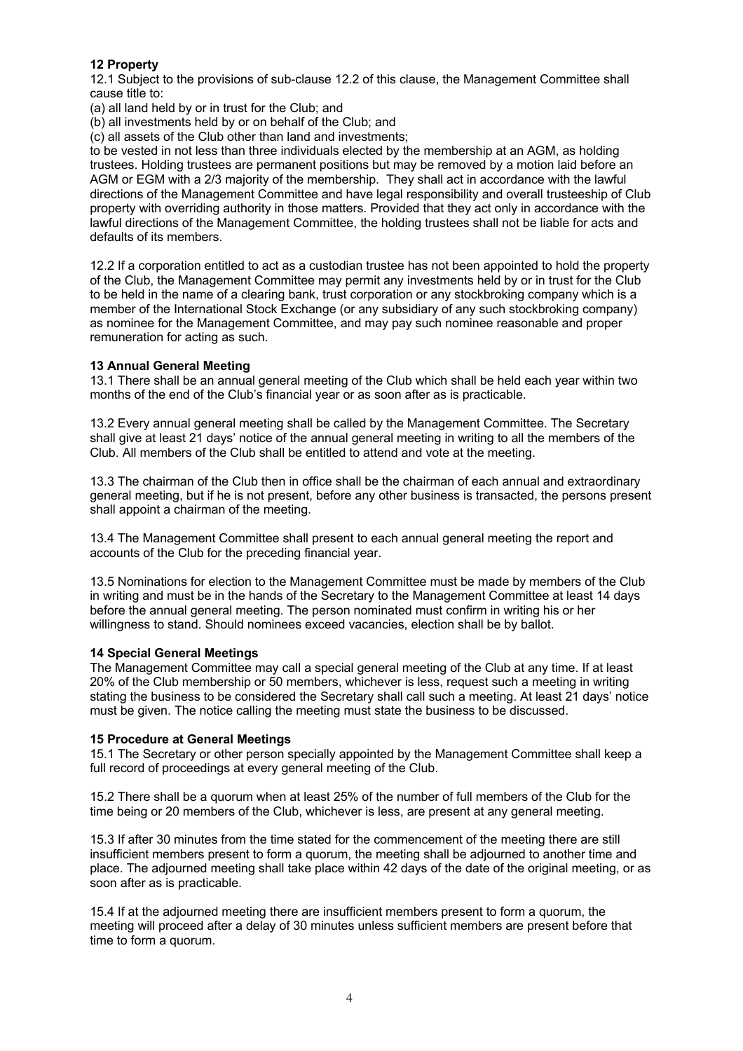**12 Property**

12.1 Subject to the provisions of sub-clause 12.2 of this clause, the Management Committee shall cause title to:

(a) all land held by or in trust for the Club; and

(b) all investments held by or on behalf of the Club; and

(c) all assets of the Club other than land and investments;

to be vested in not less than three individuals elected by the membership at an AGM, as holding trustees. Holding trustees are permanent positions but may be removed by a motion laid before an AGM or EGM with a 2/3 majority of the membership. They shall act in accordance with the lawful directions of the Management Committee and have legal responsibility and overall trusteeship of Club property with overriding authority in those matters. Provided that they act only in accordance with the lawful directions of the Management Committee, the holding trustees shall not be liable for acts and defaults of its members.

12.2 If a corporation entitled to act as a custodian trustee has not been appointed to hold the property of the Club, the Management Committee may permit any investments held by or in trust for the Club to be held in the name of a clearing bank, trust corporation or any stockbroking company which is a member of the International Stock Exchange (or any subsidiary of any such stockbroking company) as nominee for the Management Committee, and may pay such nominee reasonable and proper remuneration for acting as such.

**13 Annual General Meeting**

13.1 There shall be an annual general meeting of the Club which shall be held each year within two months of the end of the Club's financial year or as soon after as is practicable.

13.2 Every annual general meeting shall be called by the Management Committee. The Secretary shall give at least 21 days' notice of the annual general meeting in writing to all the members of the Club. All members of the Club shall be entitled to attend and vote at the meeting.

13.3 The chairman of the Club then in office shall be the chairman of each annual and extraordinary general meeting, but if he is not present, before any other business is transacted, the persons present shall appoint a chairman of the meeting.

13.4 The Management Committee shall present to each annual general meeting the report and accounts of the Club for the preceding financial year.

13.5 Nominations for election to the Management Committee must be made by members of the Club in writing and must be in the hands of the Secretary to the Management Committee at least 14 days before the annual general meeting. The person nominated must confirm in writing his or her willingness to stand. Should nominees exceed vacancies, election shall be by ballot.

**14 Special General Meetings**

The Management Committee may call a special general meeting of the Club at any time. If at least 20% of the Club membership or 50 members, whichever is less, request such a meeting in writing stating the business to be considered the Secretary shall call such a meeting. At least 21 days' notice must be given. The notice calling the meeting must state the business to be discussed.

**15 Procedure at General Meetings**

15.1 The Secretary or other person specially appointed by the Management Committee shall keep a full record of proceedings at every general meeting of the Club.

15.2 There shall be a quorum when at least 25% of the number of full members of the Club for the time being or 20 members of the Club, whichever is less, are present at any general meeting.

15.3 If after 30 minutes from the time stated for the commencement of the meeting there are still insufficient members present to form a quorum, the meeting shall be adjourned to another time and place. The adjourned meeting shall take place within 42 days of the date of the original meeting, or as soon after as is practicable.

15.4 If at the adjourned meeting there are insufficient members present to form a quorum, the meeting will proceed after a delay of 30 minutes unless sufficient members are present before that time to form a quorum.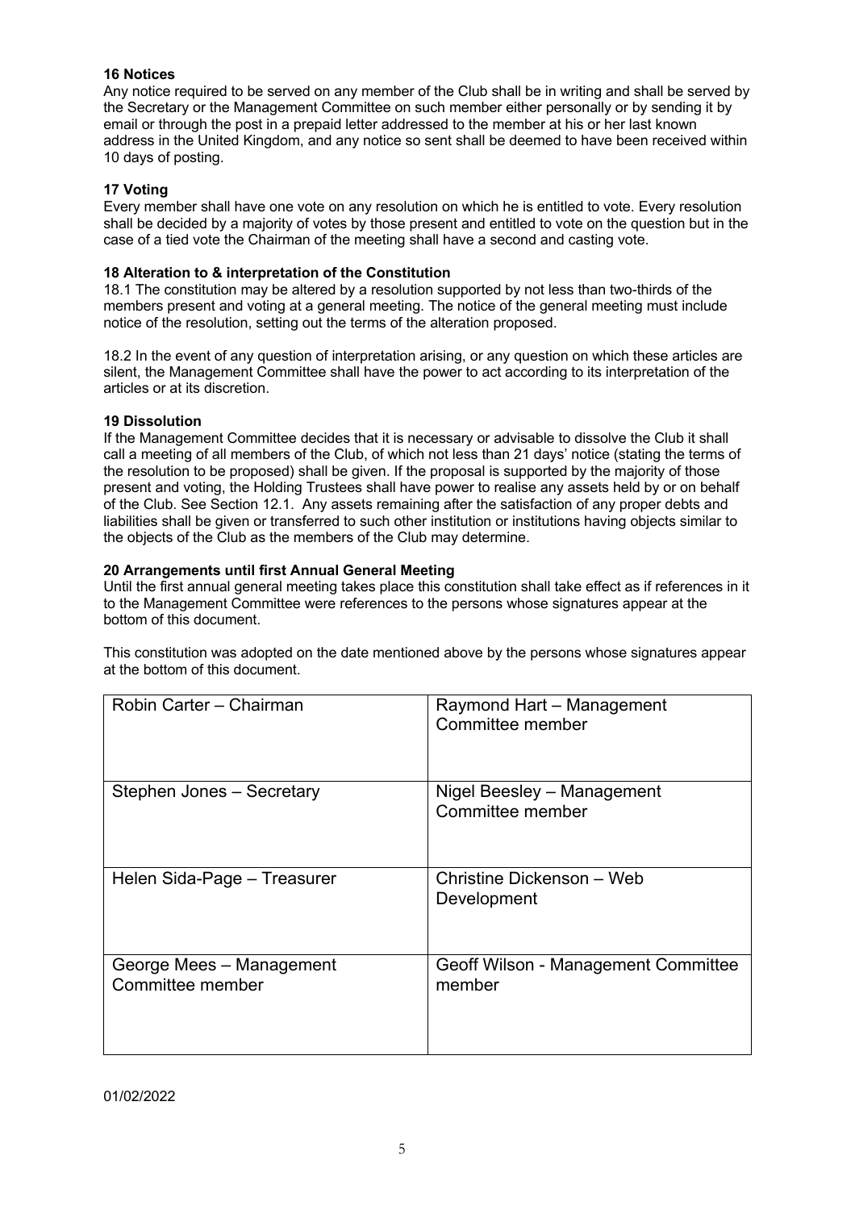**16 Notices**
Any notice required to be served on any member of the Club shall be in writing and shall be served by the Secretary or the Management Committee on such member either personally or by sending it by email or through the post in a prepaid letter addressed to the member at his or her last known address in the United Kingdom, and any notice so sent shall be deemed to have been received within 10 days of posting.

**17 Voting**
Every member shall have one vote on any resolution on which he is entitled to vote. Every resolution shall be decided by a majority of votes by those present and entitled to vote on the question but in the case of a tied vote the Chairman of the meeting shall have a second and casting vote.

**18 Alteration to & interpretation of the Constitution**
18.1 The constitution may be altered by a resolution supported by not less than two-thirds of the members present and voting at a general meeting. The notice of the general meeting must include notice of the resolution, setting out the terms of the alteration proposed.

18.2 In the event of any question of interpretation arising, or any question on which these articles are silent, the Management Committee shall have the power to act according to its interpretation of the articles or at its discretion.

**19 Dissolution**
If the Management Committee decides that it is necessary or advisable to dissolve the Club it shall call a meeting of all members of the Club, of which not less than 21 days' notice (stating the terms of the resolution to be proposed) shall be given. If the proposal is supported by the majority of those present and voting, the Holding Trustees shall have power to realise any assets held by or on behalf of the Club. See Section 12.1. Any assets remaining after the satisfaction of any proper debts and liabilities shall be given or transferred to such other institution or institutions having objects similar to the objects of the Club as the members of the Club may determine.

**20 Arrangements until first Annual General Meeting**
Until the first annual general meeting takes place this constitution shall take effect as if references in it to the Management Committee were references to the persons whose signatures appear at the bottom of this document.

This constitution was adopted on the date mentioned above by the persons whose signatures appear at the bottom of this document.

| | |
|---|---|
| Robin Carter – Chairman | Raymond Hart – Management Committee member |
| Stephen Jones – Secretary | Nigel Beesley – Management Committee member |
| Helen Sida-Page – Treasurer | Christine Dickenson – Web Development |
| George Mees – Management Committee member | Geoff Wilson - Management Committee member |

01/02/2022